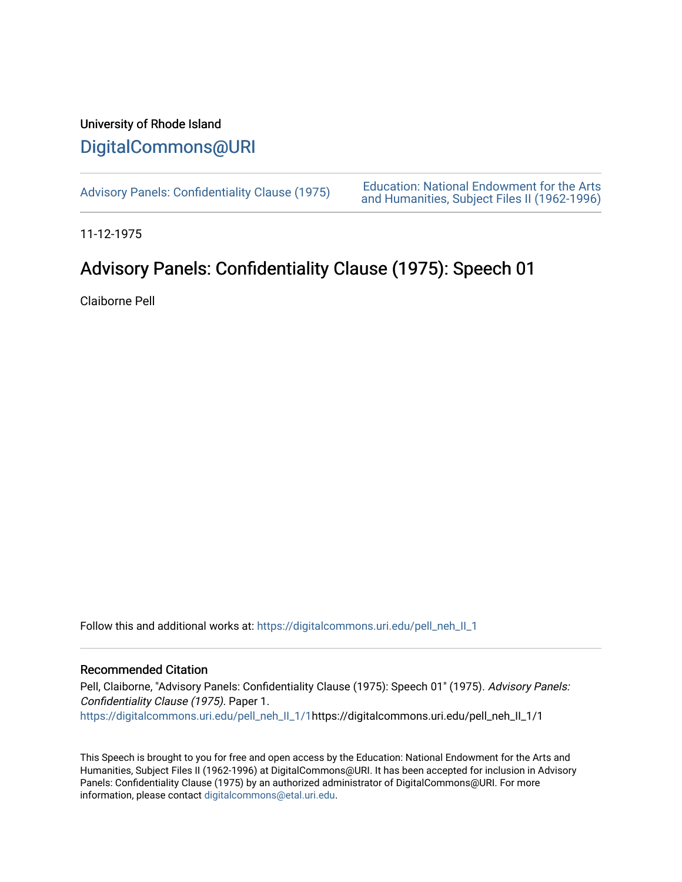University of Rhode Island

# DigitalCommons@URI

Advisory Panels: Confidentiality Clause (1975)

Education: National Endowment for the Arts and Humanities, Subject Files II (1962-1996)

11-12-1975

## Advisory Panels: Confidentiality Clause (1975): Speech 01

Claiborne Pell

Follow this and additional works at: https://digitalcommons.uri.edu/pell_neh_II_1

### Recommended Citation

Pell, Claiborne, "Advisory Panels: Confidentiality Clause (1975): Speech 01" (1975). *Advisory Panels: Confidentiality Clause (1975)*. Paper 1.
https://digitalcommons.uri.edu/pell_neh_II_1/1https://digitalcommons.uri.edu/pell_neh_II_1/1

This Speech is brought to you for free and open access by the Education: National Endowment for the Arts and Humanities, Subject Files II (1962-1996) at DigitalCommons@URI. It has been accepted for inclusion in Advisory Panels: Confidentiality Clause (1975) by an authorized administrator of DigitalCommons@URI. For more information, please contact digitalcommons@etal.uri.edu.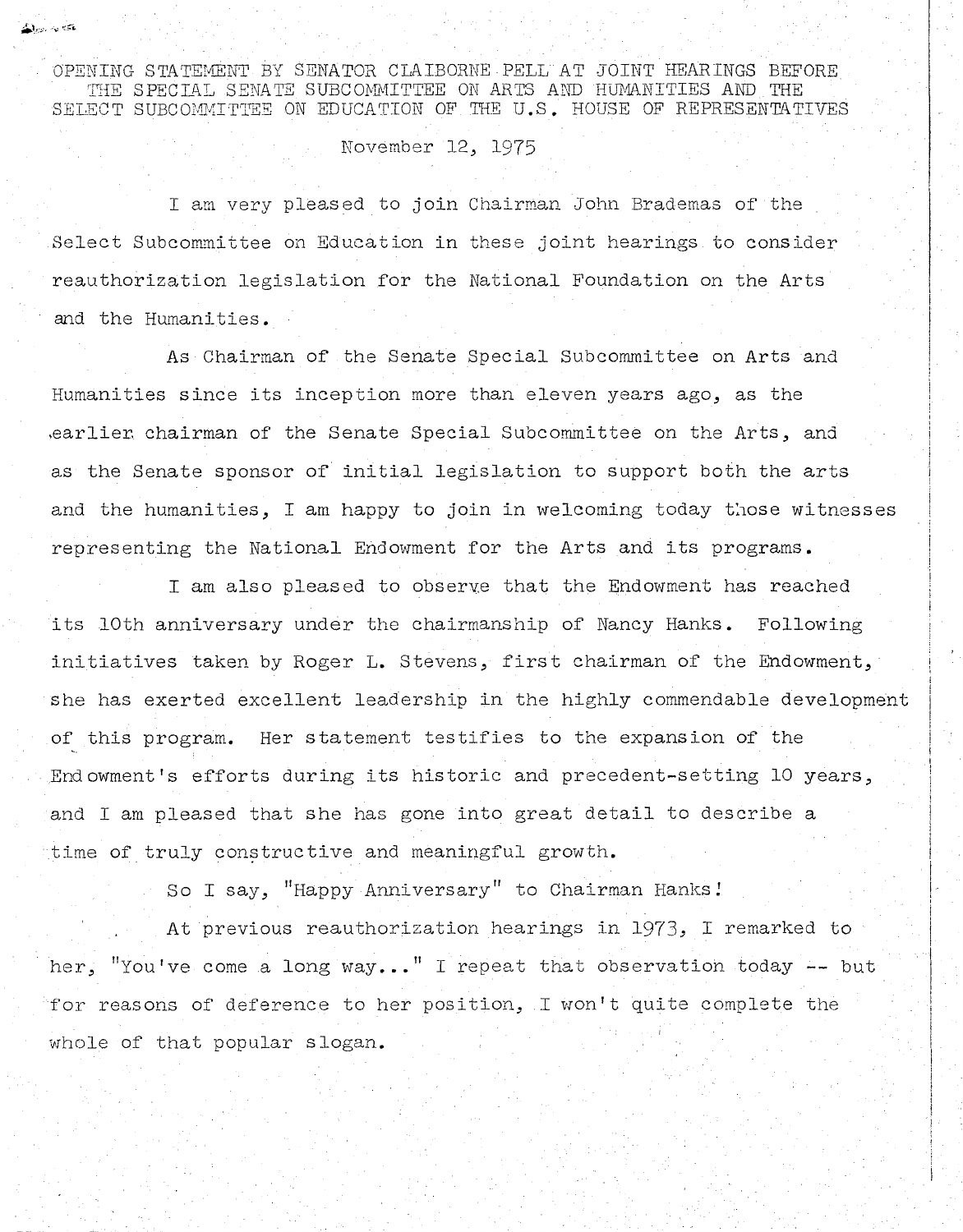OPENING STATEMENT BY SENATOR CLAIBORNE PELL AT JOINT HEARINGS BEFORE THE SPECIAL SENATE SUBCOMMITTEE ON ARTS AND HUMANITIES AND THE SELECT SUBCOMMITTEE ON EDUCATION OF THE U.S. HOUSE OF REPRESENTATIVES

November 12, 1975

I am very pleased to join Chairman John Brademas of the Select Subcommittee on Education in these joint hearings to consider reauthorization legislation for the National Foundation on the Arts and the Humanities.

As Chairman of the Senate Special Subcommittee on Arts and Humanities since its inception more than eleven years ago, as the earlier chairman of the Senate Special Subcommittee on the Arts, and as the Senate sponsor of initial legislation to support both the arts and the humanities, I am happy to join in welcoming today those witnesses representing the National Endowment for the Arts and its programs.

I am also pleased to observe that the Endowment has reached its 10th anniversary under the chairmanship of Nancy Hanks. Following initiatives taken by Roger L. Stevens, first chairman of the Endowment, she has exerted excellent leadership in the highly commendable development of this program. Her statement testifies to the expansion of the Endowment's efforts during its historic and precedent-setting 10 years, and I am pleased that she has gone into great detail to describe a time of truly constructive and meaningful growth.

So I say, "Happy Anniversary" to Chairman Hanks!

At previous reauthorization hearings in 1973, I remarked to her, "You've come a long way..." I repeat that observation today -- but for reasons of deference to her position, I won't quite complete the whole of that popular slogan.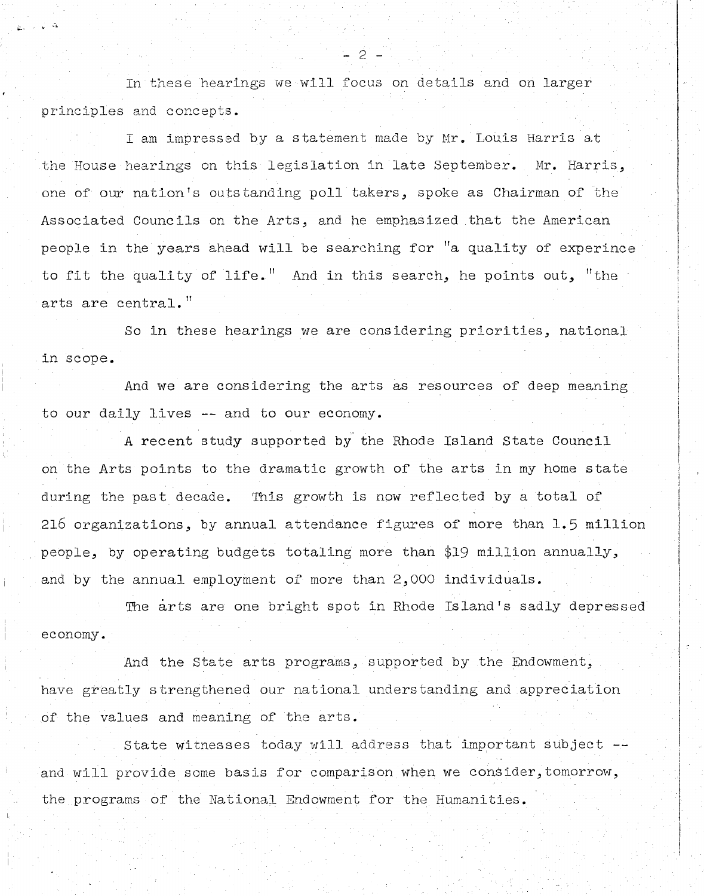In these hearings we will focus on details and on larger principles and concepts.

I am impressed by a statement made by Mr. Louis Harris at the House hearings on this legislation in late September. Mr. Harris, one of our nation's outstanding poll takers, spoke as Chairman of the Associated Councils on the Arts, and he emphasized that the American people in the years ahead will be searching for "a quality of experince to fit the quality of life." And in this search, he points out, "the arts are central."

So in these hearings we are considering priorities, national in scope.

And we are considering the arts as resources of deep meaning to our daily lives -- and to our economy.

A recent study supported by the Rhode Island State Council on the Arts points to the dramatic growth of the arts in my home state during the past decade. This growth is now reflected by a total of 216 organizations, by annual attendance figures of more than 1.5 million people, by operating budgets totaling more than $19 million annually, and by the annual employment of more than 2,000 individuals.

The arts are one bright spot in Rhode Island's sadly depressed economy.

And the State arts programs, supported by the Endowment, have greatly strengthened our national understanding and appreciation of the values and meaning of the arts.

State witnesses today will address that important subject -- and will provide some basis for comparison when we consider, tomorrow, the programs of the National Endowment for the Humanities.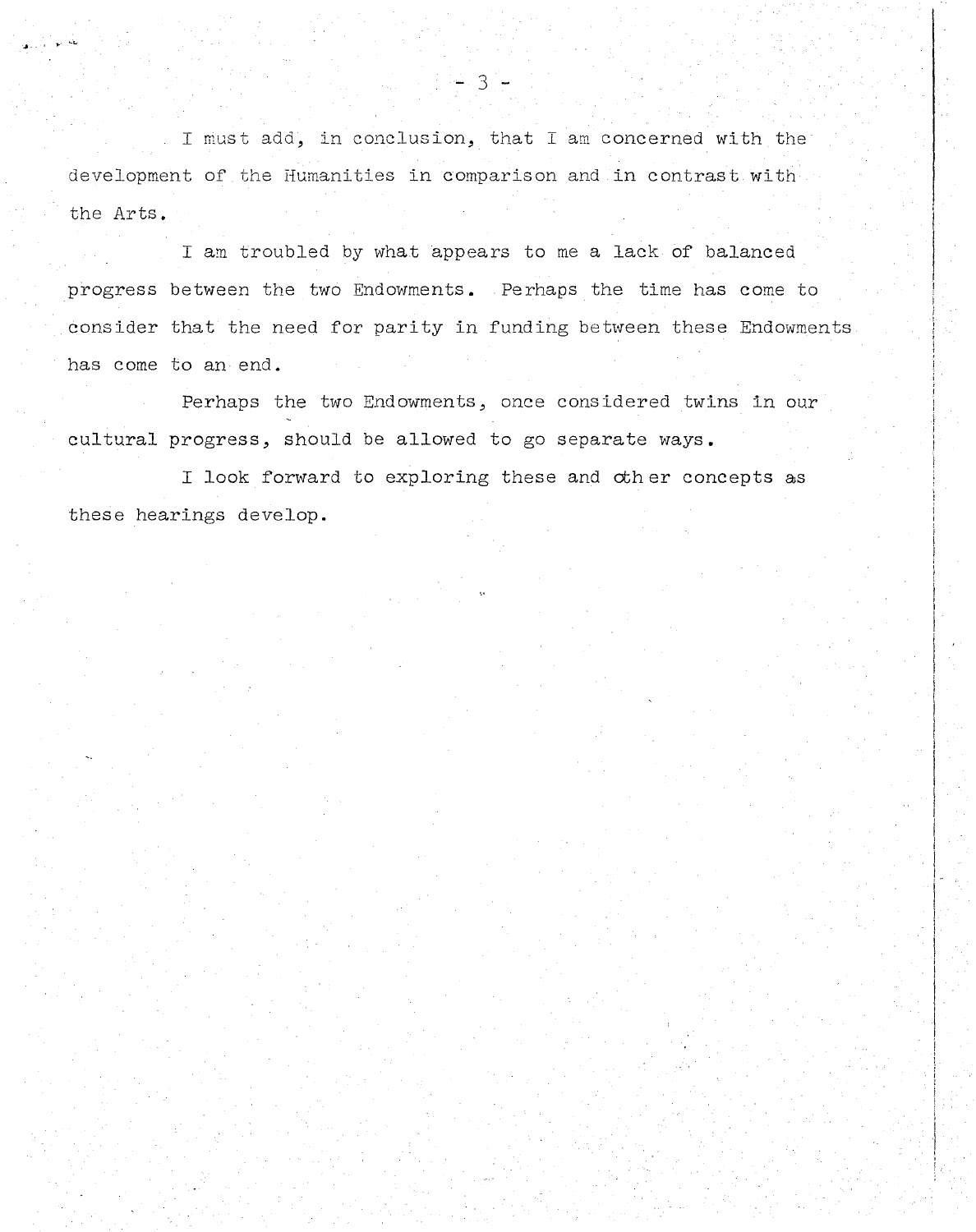I must add, in conclusion, that I am concerned with the development of the Humanities in comparison and in contrast with the Arts.

I am troubled by what appears to me a lack of balanced progress between the two Endowments. Perhaps the time has come to consider that the need for parity in funding between these Endowments has come to an end.

Perhaps the two Endowments, once considered twins in our cultural progress, should be allowed to go separate ways.

I look forward to exploring these and other concepts as these hearings develop.